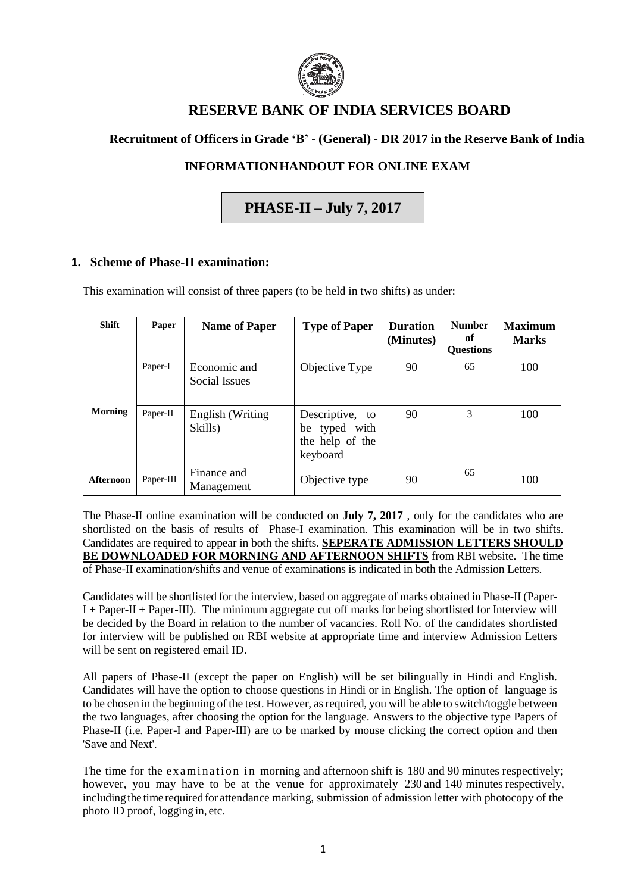# RESERVE BANK OF INDIA SERVICES BOARD

## Recruitment of Officers in Grade 'B' - (General) - DR 2017 in the Reserve Bank of India

## INFORMATION HANDOUT FOR ONLINE EXAM

## PHASE-II – July 7, 2017

### 1. Scheme of Phase-II examination:

This examination will consist of three papers (to be held in two shifts) as under:

| Shift | Paper | Name of Paper | Type of Paper | Duration (Minutes) | Number of Questions | Maximum Marks |
|---|---|---|---|---|---|---|
| Morning | Paper-I | Economic and Social Issues | Objective Type | 90 | 65 | 100 |
| | Paper-II | English (Writing Skills) | Descriptive, to be typed with the help of the keyboard | 90 | 3 | 100 |
| Afternoon | Paper-III | Finance and Management | Objective type | 90 | 65 | 100 |

The Phase-II online examination will be conducted on **July 7, 2017** , only for the candidates who are shortlisted on the basis of results of Phase-I examination. This examination will be in two shifts. Candidates are required to appear in both the shifts. **SEPERATE ADMISSION LETTERS SHOULD BE DOWNLOADED FOR MORNING AND AFTERNOON SHIFTS** from RBI website. The time of Phase-II examination/shifts and venue of examinations is indicated in both the Admission Letters.

Candidates will be shortlisted for the interview, based on aggregate of marks obtained in Phase-II (Paper-I + Paper-II + Paper-III). The minimum aggregate cut off marks for being shortlisted for Interview will be decided by the Board in relation to the number of vacancies. Roll No. of the candidates shortlisted for interview will be published on RBI website at appropriate time and interview Admission Letters will be sent on registered email ID.

All papers of Phase-II (except the paper on English) will be set bilingually in Hindi and English. Candidates will have the option to choose questions in Hindi or in English. The option of language is to be chosen in the beginning of the test. However, as required, you will be able to switch/toggle between the two languages, after choosing the option for the language. Answers to the objective type Papers of Phase-II (i.e. Paper-I and Paper-III) are to be marked by mouse clicking the correct option and then 'Save and Next'.

The time for the examination in morning and afternoon shift is 180 and 90 minutes respectively; however, you may have to be at the venue for approximately 230 and 140 minutes respectively, including the time required for attendance marking, submission of admission letter with photocopy of the photo ID proof, logging in, etc.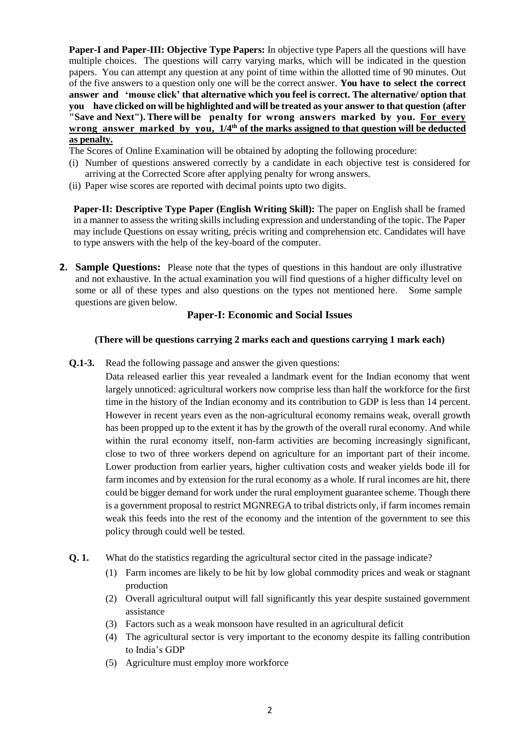**Paper-I and Paper-III: Objective Type Papers:** In objective type Papers all the questions will have multiple choices. The questions will carry varying marks, which will be indicated in the question papers. You can attempt any question at any point of time within the allotted time of 90 minutes. Out of the five answers to a question only one will be the correct answer. **You have to select the correct answer and 'mouse click' that alternative which you feel is correct. The alternative/ option that you have clicked on will be highlighted and will be treated as your answer to that question (after "Save and Next"). There will be penalty for wrong answers marked by you. <u>For every wrong answer marked by you, 1/4th of the marks assigned to that question will be deducted as penalty.</u>**

The Scores of Online Examination will be obtained by adopting the following procedure:

(i) Number of questions answered correctly by a candidate in each objective test is considered for arriving at the Corrected Score after applying penalty for wrong answers.

(ii) Paper wise scores are reported with decimal points upto two digits.

**Paper-II: Descriptive Type Paper (English Writing Skill):** The paper on English shall be framed in a manner to assess the writing skills including expression and understanding of the topic. The Paper may include Questions on essay writing, précis writing and comprehension etc. Candidates will have to type answers with the help of the key-board of the computer.

**2. Sample Questions:** Please note that the types of questions in this handout are only illustrative and not exhaustive. In the actual examination you will find questions of a higher difficulty level on some or all of these types and also questions on the types not mentioned here. Some sample questions are given below.

## Paper-I: Economic and Social Issues

**(There will be questions carrying 2 marks each and questions carrying 1 mark each)**

**Q.1-3.** Read the following passage and answer the given questions:

Data released earlier this year revealed a landmark event for the Indian economy that went largely unnoticed: agricultural workers now comprise less than half the workforce for the first time in the history of the Indian economy and its contribution to GDP is less than 14 percent. However in recent years even as the non-agricultural economy remains weak, overall growth has been propped up to the extent it has by the growth of the overall rural economy. And while within the rural economy itself, non-farm activities are becoming increasingly significant, close to two of three workers depend on agriculture for an important part of their income. Lower production from earlier years, higher cultivation costs and weaker yields bode ill for farm incomes and by extension for the rural economy as a whole. If rural incomes are hit, there could be bigger demand for work under the rural employment guarantee scheme. Though there is a government proposal to restrict MGNREGA to tribal districts only, if farm incomes remain weak this feeds into the rest of the economy and the intention of the government to see this policy through could well be tested.

**Q. 1.** What do the statistics regarding the agricultural sector cited in the passage indicate?

(1) Farm incomes are likely to be hit by low global commodity prices and weak or stagnant production

(2) Overall agricultural output will fall significantly this year despite sustained government assistance

(3) Factors such as a weak monsoon have resulted in an agricultural deficit

(4) The agricultural sector is very important to the economy despite its falling contribution to India's GDP

(5) Agriculture must employ more workforce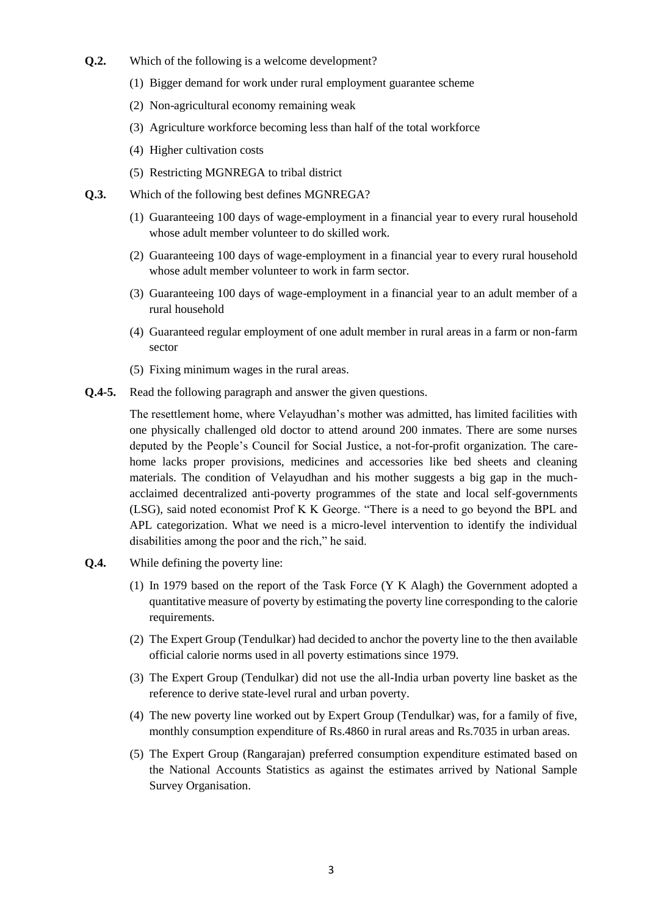**Q.2.** Which of the following is a welcome development?

(1) Bigger demand for work under rural employment guarantee scheme

(2) Non-agricultural economy remaining weak

(3) Agriculture workforce becoming less than half of the total workforce

(4) Higher cultivation costs

(5) Restricting MGNREGA to tribal district

**Q.3.** Which of the following best defines MGNREGA?

(1) Guaranteeing 100 days of wage-employment in a financial year to every rural household whose adult member volunteer to do skilled work.

(2) Guaranteeing 100 days of wage-employment in a financial year to every rural household whose adult member volunteer to work in farm sector.

(3) Guaranteeing 100 days of wage-employment in a financial year to an adult member of a rural household

(4) Guaranteed regular employment of one adult member in rural areas in a farm or non-farm sector

(5) Fixing minimum wages in the rural areas.

**Q.4-5.** Read the following paragraph and answer the given questions.

The resettlement home, where Velayudhan's mother was admitted, has limited facilities with one physically challenged old doctor to attend around 200 inmates. There are some nurses deputed by the People's Council for Social Justice, a not-for-profit organization. The care-home lacks proper provisions, medicines and accessories like bed sheets and cleaning materials. The condition of Velayudhan and his mother suggests a big gap in the much-acclaimed decentralized anti-poverty programmes of the state and local self-governments (LSG), said noted economist Prof K K George. "There is a need to go beyond the BPL and APL categorization. What we need is a micro-level intervention to identify the individual disabilities among the poor and the rich," he said.

**Q.4.** While defining the poverty line:

(1) In 1979 based on the report of the Task Force (Y K Alagh) the Government adopted a quantitative measure of poverty by estimating the poverty line corresponding to the calorie requirements.

(2) The Expert Group (Tendulkar) had decided to anchor the poverty line to the then available official calorie norms used in all poverty estimations since 1979.

(3) The Expert Group (Tendulkar) did not use the all-India urban poverty line basket as the reference to derive state-level rural and urban poverty.

(4) The new poverty line worked out by Expert Group (Tendulkar) was, for a family of five, monthly consumption expenditure of Rs.4860 in rural areas and Rs.7035 in urban areas.

(5) The Expert Group (Rangarajan) preferred consumption expenditure estimated based on the National Accounts Statistics as against the estimates arrived by National Sample Survey Organisation.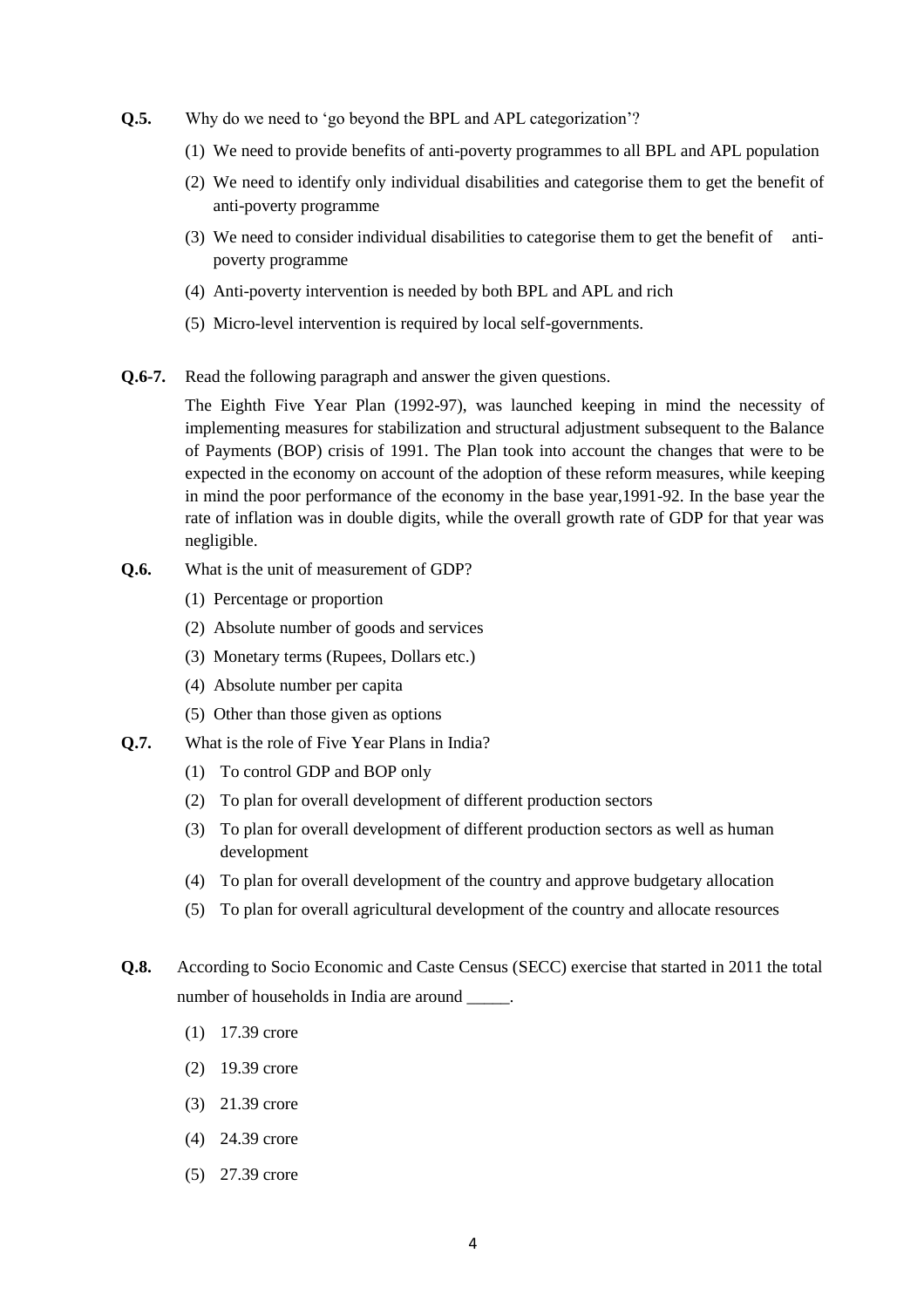**Q.5.** Why do we need to 'go beyond the BPL and APL categorization'?

(1) We need to provide benefits of anti-poverty programmes to all BPL and APL population

(2) We need to identify only individual disabilities and categorise them to get the benefit of anti-poverty programme

(3) We need to consider individual disabilities to categorise them to get the benefit of anti-poverty programme

(4) Anti-poverty intervention is needed by both BPL and APL and rich

(5) Micro-level intervention is required by local self-governments.

**Q.6-7.** Read the following paragraph and answer the given questions.

The Eighth Five Year Plan (1992-97), was launched keeping in mind the necessity of implementing measures for stabilization and structural adjustment subsequent to the Balance of Payments (BOP) crisis of 1991. The Plan took into account the changes that were to be expected in the economy on account of the adoption of these reform measures, while keeping in mind the poor performance of the economy in the base year,1991-92. In the base year the rate of inflation was in double digits, while the overall growth rate of GDP for that year was negligible.

**Q.6.** What is the unit of measurement of GDP?

(1) Percentage or proportion

(2) Absolute number of goods and services

(3) Monetary terms (Rupees, Dollars etc.)

(4) Absolute number per capita

(5) Other than those given as options

**Q.7.** What is the role of Five Year Plans in India?

(1) To control GDP and BOP only

(2) To plan for overall development of different production sectors

(3) To plan for overall development of different production sectors as well as human development

(4) To plan for overall development of the country and approve budgetary allocation

(5) To plan for overall agricultural development of the country and allocate resources

**Q.8.** According to Socio Economic and Caste Census (SECC) exercise that started in 2011 the total number of households in India are around _____.

(1) 17.39 crore

(2) 19.39 crore

(3) 21.39 crore

(4) 24.39 crore

(5) 27.39 crore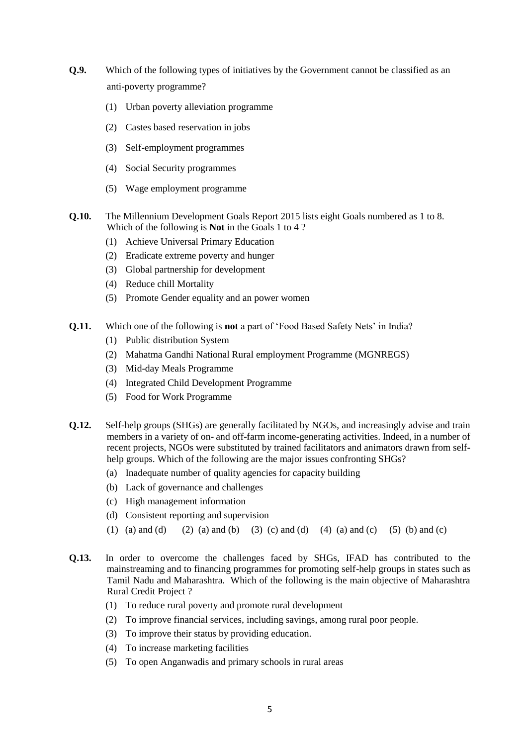**Q.9.** Which of the following types of initiatives by the Government cannot be classified as an anti-poverty programme?

(1) Urban poverty alleviation programme

(2) Castes based reservation in jobs

(3) Self-employment programmes

(4) Social Security programmes

(5) Wage employment programme

**Q.10.** The Millennium Development Goals Report 2015 lists eight Goals numbered as 1 to 8. Which of the following is **Not** in the Goals 1 to 4 ?

(1) Achieve Universal Primary Education

(2) Eradicate extreme poverty and hunger

(3) Global partnership for development

(4) Reduce chill Mortality

(5) Promote Gender equality and an power women

**Q.11.** Which one of the following is **not** a part of 'Food Based Safety Nets' in India?

(1) Public distribution System

(2) Mahatma Gandhi National Rural employment Programme (MGNREGS)

(3) Mid-day Meals Programme

(4) Integrated Child Development Programme

(5) Food for Work Programme

**Q.12.** Self-help groups (SHGs) are generally facilitated by NGOs, and increasingly advise and train members in a variety of on- and off-farm income-generating activities. Indeed, in a number of recent projects, NGOs were substituted by trained facilitators and animators drawn from self-help groups. Which of the following are the major issues confronting SHGs?

(a) Inadequate number of quality agencies for capacity building

(b) Lack of governance and challenges

(c) High management information

(d) Consistent reporting and supervision

(1) (a) and (d) (2) (a) and (b) (3) (c) and (d) (4) (a) and (c) (5) (b) and (c)

**Q.13.** In order to overcome the challenges faced by SHGs, IFAD has contributed to the mainstreaming and to financing programmes for promoting self-help groups in states such as Tamil Nadu and Maharashtra. Which of the following is the main objective of Maharashtra Rural Credit Project ?

(1) To reduce rural poverty and promote rural development

(2) To improve financial services, including savings, among rural poor people.

(3) To improve their status by providing education.

(4) To increase marketing facilities

(5) To open Anganwadis and primary schools in rural areas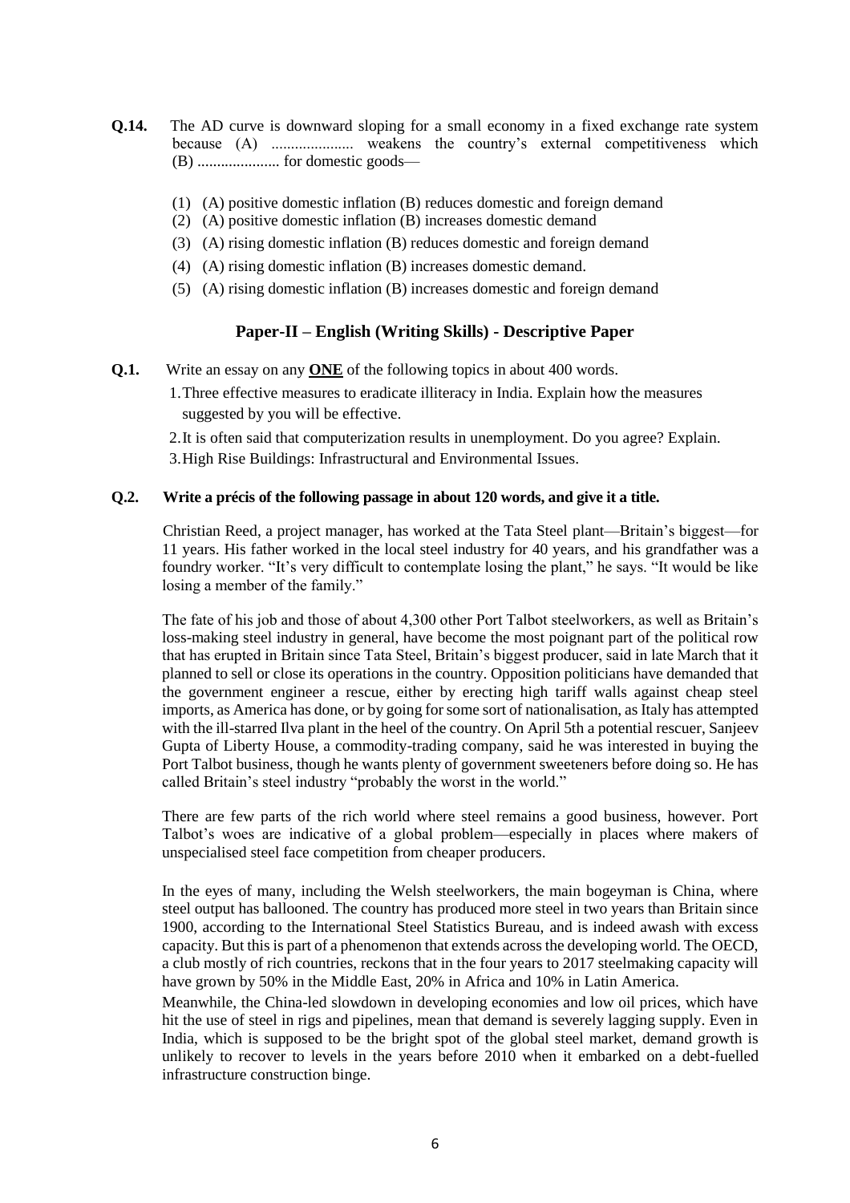**Q.14.** The AD curve is downward sloping for a small economy in a fixed exchange rate system because (A) ..................... weakens the country's external competitiveness which (B) ..................... for domestic goods—

(1) (A) positive domestic inflation (B) reduces domestic and foreign demand
(2) (A) positive domestic inflation (B) increases domestic demand
(3) (A) rising domestic inflation (B) reduces domestic and foreign demand
(4) (A) rising domestic inflation (B) increases domestic demand.
(5) (A) rising domestic inflation (B) increases domestic and foreign demand

## Paper-II – English (Writing Skills) - Descriptive Paper

**Q.1.** Write an essay on any **ONE** of the following topics in about 400 words.

1. Three effective measures to eradicate illiteracy in India. Explain how the measures suggested by you will be effective.
2. It is often said that computerization results in unemployment. Do you agree? Explain.
3. High Rise Buildings: Infrastructural and Environmental Issues.

**Q.2. Write a précis of the following passage in about 120 words, and give it a title.**

Christian Reed, a project manager, has worked at the Tata Steel plant—Britain's biggest—for 11 years. His father worked in the local steel industry for 40 years, and his grandfather was a foundry worker. "It's very difficult to contemplate losing the plant," he says. "It would be like losing a member of the family."

The fate of his job and those of about 4,300 other Port Talbot steelworkers, as well as Britain's loss-making steel industry in general, have become the most poignant part of the political row that has erupted in Britain since Tata Steel, Britain's biggest producer, said in late March that it planned to sell or close its operations in the country. Opposition politicians have demanded that the government engineer a rescue, either by erecting high tariff walls against cheap steel imports, as America has done, or by going for some sort of nationalisation, as Italy has attempted with the ill-starred Ilva plant in the heel of the country. On April 5th a potential rescuer, Sanjeev Gupta of Liberty House, a commodity-trading company, said he was interested in buying the Port Talbot business, though he wants plenty of government sweeteners before doing so. He has called Britain's steel industry "probably the worst in the world."

There are few parts of the rich world where steel remains a good business, however. Port Talbot's woes are indicative of a global problem—especially in places where makers of unspecialised steel face competition from cheaper producers.

In the eyes of many, including the Welsh steelworkers, the main bogeyman is China, where steel output has ballooned. The country has produced more steel in two years than Britain since 1900, according to the International Steel Statistics Bureau, and is indeed awash with excess capacity. But this is part of a phenomenon that extends across the developing world. The OECD, a club mostly of rich countries, reckons that in the four years to 2017 steelmaking capacity will have grown by 50% in the Middle East, 20% in Africa and 10% in Latin America.

Meanwhile, the China-led slowdown in developing economies and low oil prices, which have hit the use of steel in rigs and pipelines, mean that demand is severely lagging supply. Even in India, which is supposed to be the bright spot of the global steel market, demand growth is unlikely to recover to levels in the years before 2010 when it embarked on a debt-fuelled infrastructure construction binge.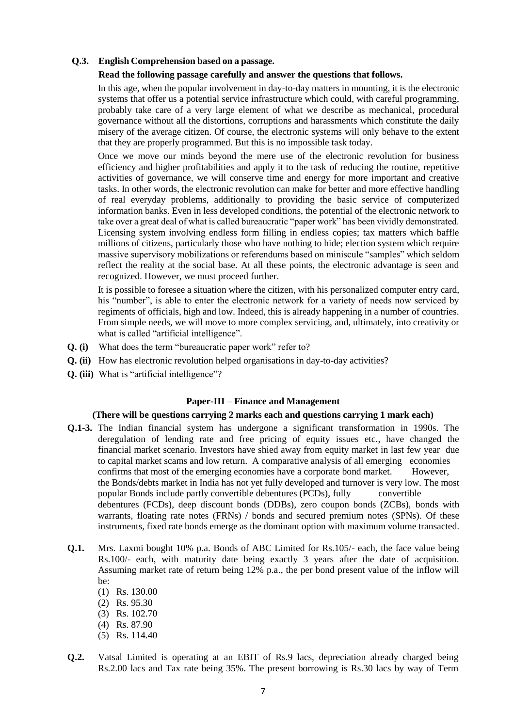**Q.3. English Comprehension based on a passage.**

**Read the following passage carefully and answer the questions that follows.**

In this age, when the popular involvement in day-to-day matters in mounting, it is the electronic systems that offer us a potential service infrastructure which could, with careful programming, probably take care of a very large element of what we describe as mechanical, procedural governance without all the distortions, corruptions and harassments which constitute the daily misery of the average citizen. Of course, the electronic systems will only behave to the extent that they are properly programmed. But this is no impossible task today.

Once we move our minds beyond the mere use of the electronic revolution for business efficiency and higher profitabilities and apply it to the task of reducing the routine, repetitive activities of governance, we will conserve time and energy for more important and creative tasks. In other words, the electronic revolution can make for better and more effective handling of real everyday problems, additionally to providing the basic service of computerized information banks. Even in less developed conditions, the potential of the electronic network to take over a great deal of what is called bureaucratic "paper work" has been vividly demonstrated. Licensing system involving endless form filling in endless copies; tax matters which baffle millions of citizens, particularly those who have nothing to hide; election system which require massive supervisory mobilizations or referendums based on miniscule "samples" which seldom reflect the reality at the social base. At all these points, the electronic advantage is seen and recognized. However, we must proceed further.

It is possible to foresee a situation where the citizen, with his personalized computer entry card, his "number", is able to enter the electronic network for a variety of needs now serviced by regiments of officials, high and low. Indeed, this is already happening in a number of countries. From simple needs, we will move to more complex servicing, and, ultimately, into creativity or what is called "artificial intelligence".

**Q. (i)** What does the term "bureaucratic paper work" refer to?

**Q. (ii)** How has electronic revolution helped organisations in day-to-day activities?

**Q. (iii)** What is "artificial intelligence"?

## Paper-III – Finance and Management

**(There will be questions carrying 2 marks each and questions carrying 1 mark each)**

**Q.1-3.** The Indian financial system has undergone a significant transformation in 1990s. The deregulation of lending rate and free pricing of equity issues etc., have changed the financial market scenario. Investors have shied away from equity market in last few year due to capital market scams and low return. A comparative analysis of all emerging economies confirms that most of the emerging economies have a corporate bond market. However, the Bonds/debts market in India has not yet fully developed and turnover is very low. The most popular Bonds include partly convertible debentures (PCDs), fully convertible debentures (FCDs), deep discount bonds (DDBs), zero coupon bonds (ZCBs), bonds with warrants, floating rate notes (FRNs) / bonds and secured premium notes (SPNs). Of these instruments, fixed rate bonds emerge as the dominant option with maximum volume transacted.

**Q.1.** Mrs. Laxmi bought 10% p.a. Bonds of ABC Limited for Rs.105/- each, the face value being Rs.100/- each, with maturity date being exactly 3 years after the date of acquisition. Assuming market rate of return being 12% p.a., the per bond present value of the inflow will be:

(1) Rs. 130.00
(2) Rs. 95.30
(3) Rs. 102.70
(4) Rs. 87.90
(5) Rs. 114.40

**Q.2.** Vatsal Limited is operating at an EBIT of Rs.9 lacs, depreciation already charged being Rs.2.00 lacs and Tax rate being 35%. The present borrowing is Rs.30 lacs by way of Term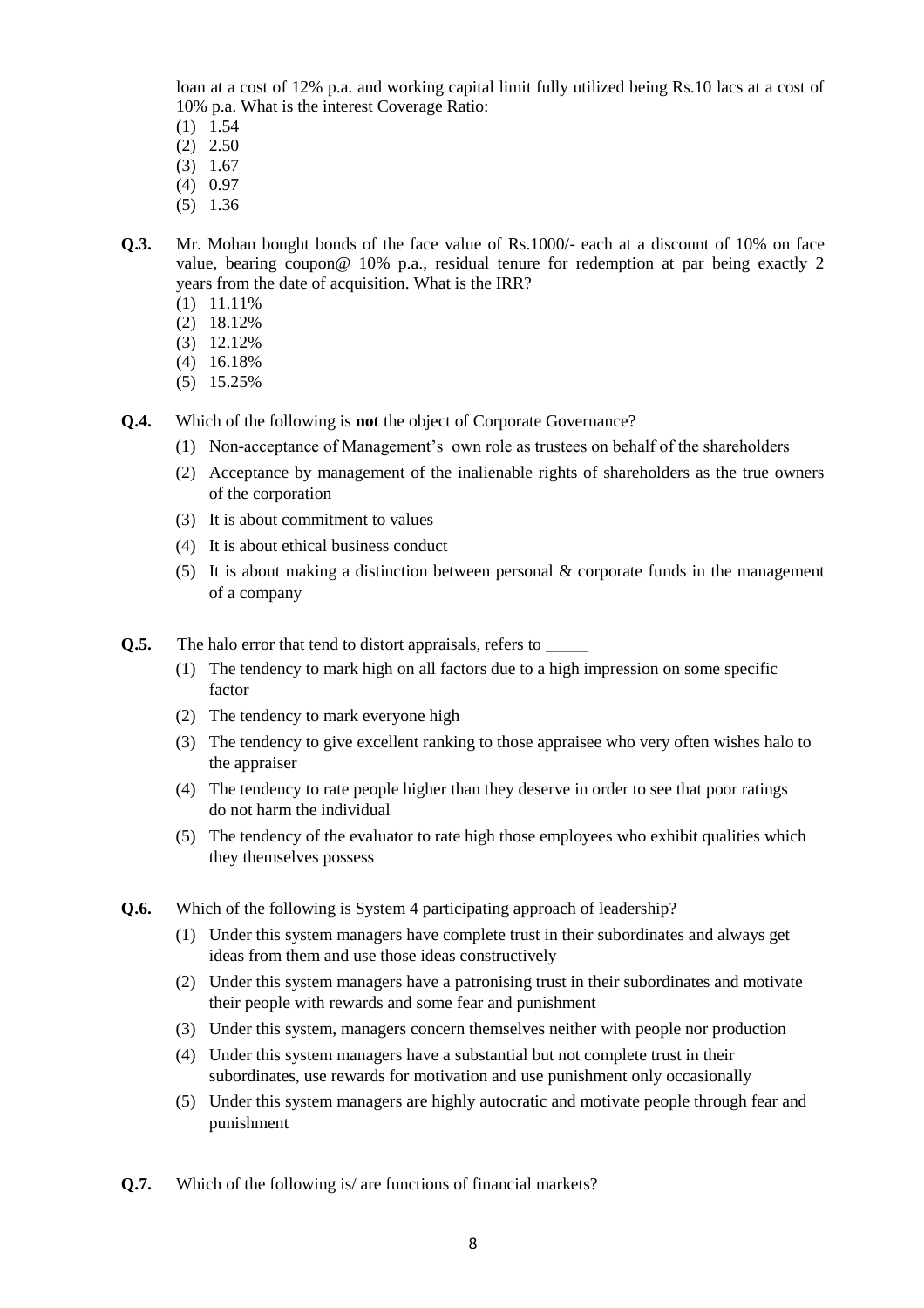loan at a cost of 12% p.a. and working capital limit fully utilized being Rs.10 lacs at a cost of 10% p.a. What is the interest Coverage Ratio:

(1) 1.54
(2) 2.50
(3) 1.67
(4) 0.97
(5) 1.36

**Q.3.** Mr. Mohan bought bonds of the face value of Rs.1000/- each at a discount of 10% on face value, bearing coupon@ 10% p.a., residual tenure for redemption at par being exactly 2 years from the date of acquisition. What is the IRR?

(1) 11.11%
(2) 18.12%
(3) 12.12%
(4) 16.18%
(5) 15.25%

**Q.4.** Which of the following is **not** the object of Corporate Governance?

(1) Non-acceptance of Management's own role as trustees on behalf of the shareholders
(2) Acceptance by management of the inalienable rights of shareholders as the true owners of the corporation
(3) It is about commitment to values
(4) It is about ethical business conduct
(5) It is about making a distinction between personal & corporate funds in the management of a company

**Q.5.** The halo error that tend to distort appraisals, refers to _____

(1) The tendency to mark high on all factors due to a high impression on some specific factor
(2) The tendency to mark everyone high
(3) The tendency to give excellent ranking to those appraisee who very often wishes halo to the appraiser
(4) The tendency to rate people higher than they deserve in order to see that poor ratings do not harm the individual
(5) The tendency of the evaluator to rate high those employees who exhibit qualities which they themselves possess

**Q.6.** Which of the following is System 4 participating approach of leadership?

(1) Under this system managers have complete trust in their subordinates and always get ideas from them and use those ideas constructively
(2) Under this system managers have a patronising trust in their subordinates and motivate their people with rewards and some fear and punishment
(3) Under this system, managers concern themselves neither with people nor production
(4) Under this system managers have a substantial but not complete trust in their subordinates, use rewards for motivation and use punishment only occasionally
(5) Under this system managers are highly autocratic and motivate people through fear and punishment

**Q.7.** Which of the following is/ are functions of financial markets?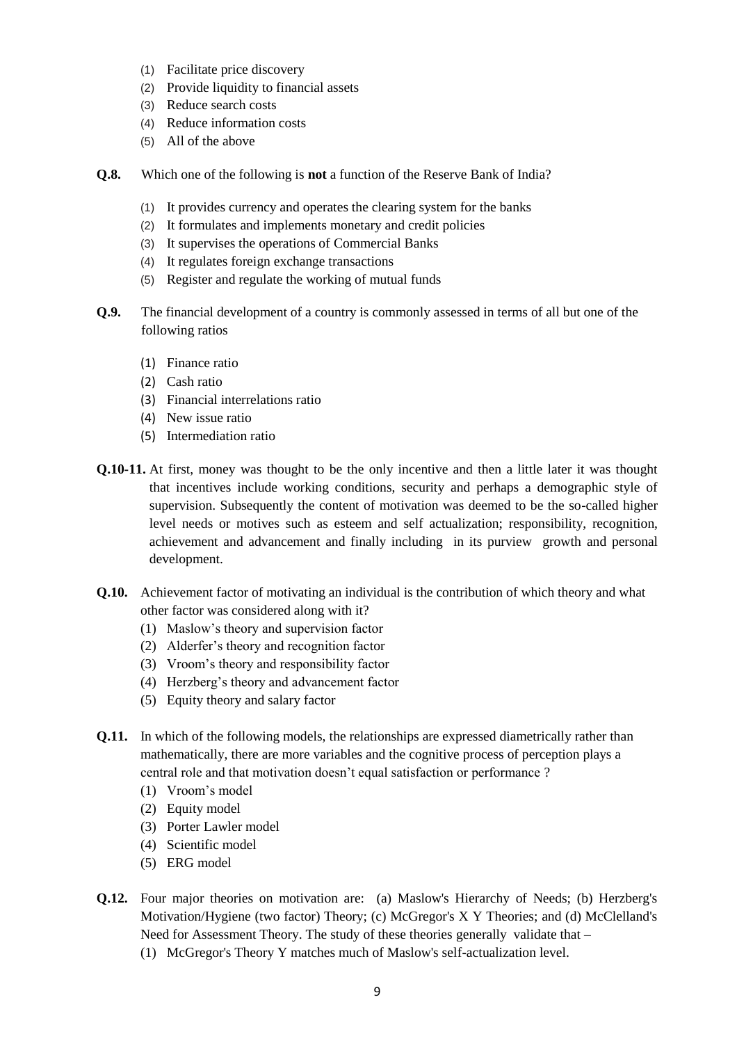(1) Facilitate price discovery
(2) Provide liquidity to financial assets
(3) Reduce search costs
(4) Reduce information costs
(5) All of the above

**Q.8.** Which one of the following is **not** a function of the Reserve Bank of India?

(1) It provides currency and operates the clearing system for the banks
(2) It formulates and implements monetary and credit policies
(3) It supervises the operations of Commercial Banks
(4) It regulates foreign exchange transactions
(5) Register and regulate the working of mutual funds

**Q.9.** The financial development of a country is commonly assessed in terms of all but one of the following ratios

(1) Finance ratio
(2) Cash ratio
(3) Financial interrelations ratio
(4) New issue ratio
(5) Intermediation ratio

**Q.10-11.** At first, money was thought to be the only incentive and then a little later it was thought that incentives include working conditions, security and perhaps a demographic style of supervision. Subsequently the content of motivation was deemed to be the so-called higher level needs or motives such as esteem and self actualization; responsibility, recognition, achievement and advancement and finally including in its purview growth and personal development.

**Q.10.** Achievement factor of motivating an individual is the contribution of which theory and what other factor was considered along with it?

(1) Maslow's theory and supervision factor
(2) Alderfer's theory and recognition factor
(3) Vroom's theory and responsibility factor
(4) Herzberg's theory and advancement factor
(5) Equity theory and salary factor

**Q.11.** In which of the following models, the relationships are expressed diametrically rather than mathematically, there are more variables and the cognitive process of perception plays a central role and that motivation doesn't equal satisfaction or performance ?

(1) Vroom's model
(2) Equity model
(3) Porter Lawler model
(4) Scientific model
(5) ERG model

**Q.12.** Four major theories on motivation are: (a) Maslow's Hierarchy of Needs; (b) Herzberg's Motivation/Hygiene (two factor) Theory; (c) McGregor's X Y Theories; and (d) McClelland's Need for Assessment Theory. The study of these theories generally validate that –

(1) McGregor's Theory Y matches much of Maslow's self-actualization level.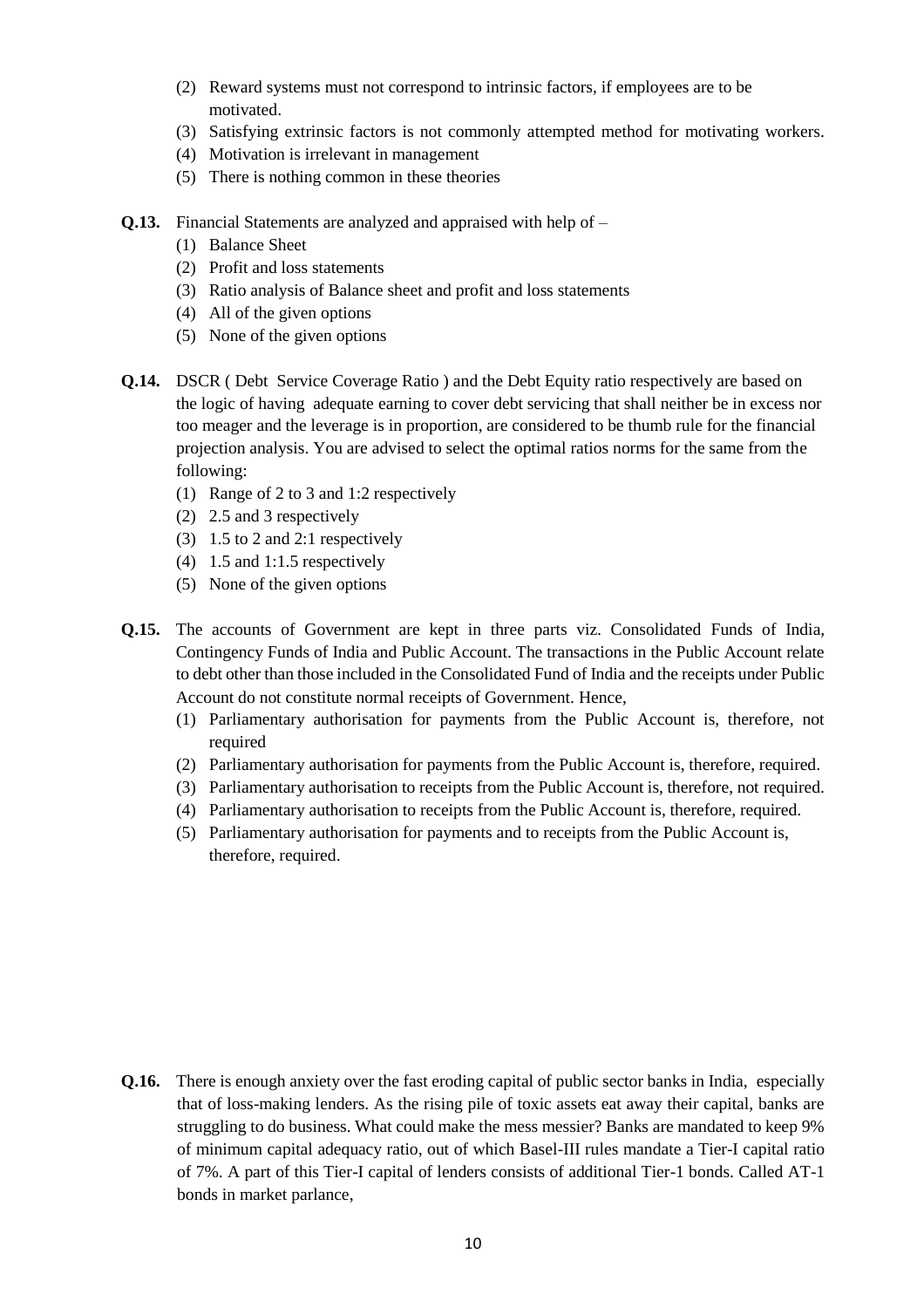(2) Reward systems must not correspond to intrinsic factors, if employees are to be motivated.

(3) Satisfying extrinsic factors is not commonly attempted method for motivating workers.

(4) Motivation is irrelevant in management

(5) There is nothing common in these theories

**Q.13.** Financial Statements are analyzed and appraised with help of –

(1) Balance Sheet

(2) Profit and loss statements

(3) Ratio analysis of Balance sheet and profit and loss statements

(4) All of the given options

(5) None of the given options

**Q.14.** DSCR ( Debt Service Coverage Ratio ) and the Debt Equity ratio respectively are based on the logic of having adequate earning to cover debt servicing that shall neither be in excess nor too meager and the leverage is in proportion, are considered to be thumb rule for the financial projection analysis. You are advised to select the optimal ratios norms for the same from the following:

(1) Range of 2 to 3 and 1:2 respectively

(2) 2.5 and 3 respectively

(3) 1.5 to 2 and 2:1 respectively

(4) 1.5 and 1:1.5 respectively

(5) None of the given options

**Q.15.** The accounts of Government are kept in three parts viz. Consolidated Funds of India, Contingency Funds of India and Public Account. The transactions in the Public Account relate to debt other than those included in the Consolidated Fund of India and the receipts under Public Account do not constitute normal receipts of Government. Hence,

(1) Parliamentary authorisation for payments from the Public Account is, therefore, not required

(2) Parliamentary authorisation for payments from the Public Account is, therefore, required.

(3) Parliamentary authorisation to receipts from the Public Account is, therefore, not required.

(4) Parliamentary authorisation to receipts from the Public Account is, therefore, required.

(5) Parliamentary authorisation for payments and to receipts from the Public Account is, therefore, required.

**Q.16.** There is enough anxiety over the fast eroding capital of public sector banks in India, especially that of loss-making lenders. As the rising pile of toxic assets eat away their capital, banks are struggling to do business. What could make the mess messier? Banks are mandated to keep 9% of minimum capital adequacy ratio, out of which Basel-III rules mandate a Tier-I capital ratio of 7%. A part of this Tier-I capital of lenders consists of additional Tier-1 bonds. Called AT-1 bonds in market parlance,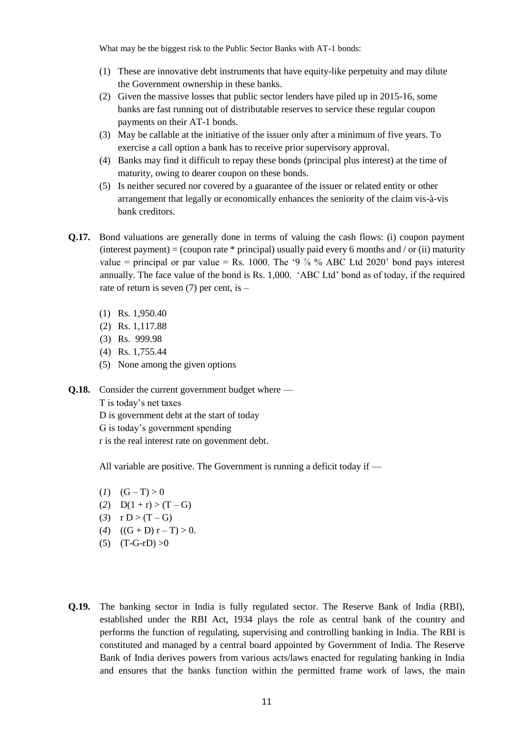What may be the biggest risk to the Public Sector Banks with AT-1 bonds:

(1) These are innovative debt instruments that have equity-like perpetuity and may dilute the Government ownership in these banks.
(2) Given the massive losses that public sector lenders have piled up in 2015-16, some banks are fast running out of distributable reserves to service these regular coupon payments on their AT-1 bonds.
(3) May be callable at the initiative of the issuer only after a minimum of five years. To exercise a call option a bank has to receive prior supervisory approval.
(4) Banks may find it difficult to repay these bonds (principal plus interest) at the time of maturity, owing to dearer coupon on these bonds.
(5) Is neither secured nor covered by a guarantee of the issuer or related entity or other arrangement that legally or economically enhances the seniority of the claim vis-à-vis bank creditors.

**Q.17.** Bond valuations are generally done in terms of valuing the cash flows: (i) coupon payment (interest payment) = (coupon rate * principal) usually paid every 6 months and / or (ii) maturity value = principal or par value = Rs. 1000. The '9 ⅞ % ABC Ltd 2020' bond pays interest annually. The face value of the bond is Rs. 1,000. 'ABC Ltd' bond as of today, if the required rate of return is seven (7) per cent, is –

(1) Rs. 1,950.40
(2) Rs. 1,117.88
(3) Rs. 999.98
(4) Rs. 1,755.44
(5) None among the given options

**Q.18.** Consider the current government budget where —
T is today's net taxes
D is government debt at the start of today
G is today's government spending
r is the real interest rate on govenment debt.

All variable are positive. The Government is running a deficit today if —

(*1*) $(G - T) > 0$
(*2*) $D(1 + r) > (T - G)$
(*3*) $r\,D > (T - G)$
(*4*) $((G + D)\,r - T) > 0.$
(5) $(T\text{-}G\text{-}rD) > 0$

**Q.19.** The banking sector in India is fully regulated sector. The Reserve Bank of India (RBI), established under the RBI Act, 1934 plays the role as central bank of the country and performs the function of regulating, supervising and controlling banking in India. The RBI is constituted and managed by a central board appointed by Government of India. The Reserve Bank of India derives powers from various acts/laws enacted for regulating banking in India and ensures that the banks function within the permitted frame work of laws, the main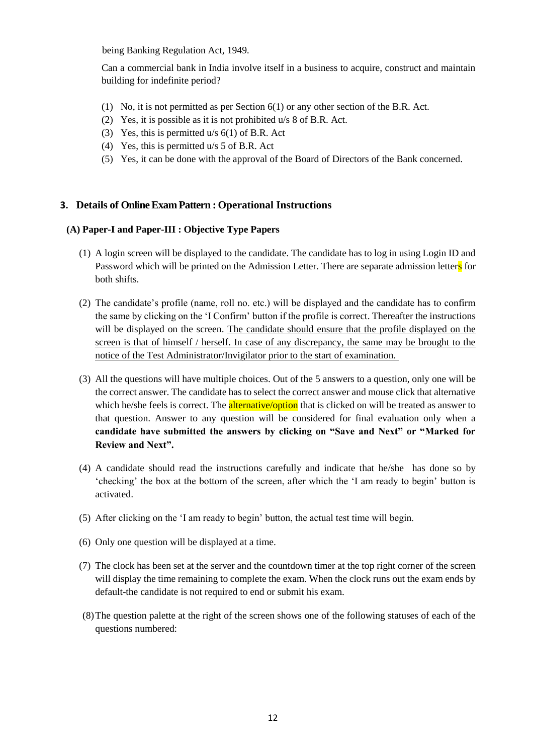being Banking Regulation Act, 1949.

Can a commercial bank in India involve itself in a business to acquire, construct and maintain building for indefinite period?

(1) No, it is not permitted as per Section 6(1) or any other section of the B.R. Act.
(2) Yes, it is possible as it is not prohibited u/s 8 of B.R. Act.
(3) Yes, this is permitted u/s 6(1) of B.R. Act
(4) Yes, this is permitted u/s 5 of B.R. Act
(5) Yes, it can be done with the approval of the Board of Directors of the Bank concerned.

## 3. Details of Online Exam Pattern : Operational Instructions

### (A) Paper-I and Paper-III : Objective Type Papers

(1) A login screen will be displayed to the candidate. The candidate has to log in using Login ID and Password which will be printed on the Admission Letter. There are separate admission letters for both shifts.

(2) The candidate's profile (name, roll no. etc.) will be displayed and the candidate has to confirm the same by clicking on the 'I Confirm' button if the profile is correct. Thereafter the instructions will be displayed on the screen. The candidate should ensure that the profile displayed on the screen is that of himself / herself. In case of any discrepancy, the same may be brought to the notice of the Test Administrator/Invigilator prior to the start of examination.

(3) All the questions will have multiple choices. Out of the 5 answers to a question, only one will be the correct answer. The candidate has to select the correct answer and mouse click that alternative which he/she feels is correct. The alternative/option that is clicked on will be treated as answer to that question. Answer to any question will be considered for final evaluation only when a **candidate have submitted the answers by clicking on "Save and Next" or "Marked for Review and Next".**

(4) A candidate should read the instructions carefully and indicate that he/she has done so by 'checking' the box at the bottom of the screen, after which the 'I am ready to begin' button is activated.

(5) After clicking on the 'I am ready to begin' button, the actual test time will begin.

(6) Only one question will be displayed at a time.

(7) The clock has been set at the server and the countdown timer at the top right corner of the screen will display the time remaining to complete the exam. When the clock runs out the exam ends by default-the candidate is not required to end or submit his exam.

(8) The question palette at the right of the screen shows one of the following statuses of each of the questions numbered: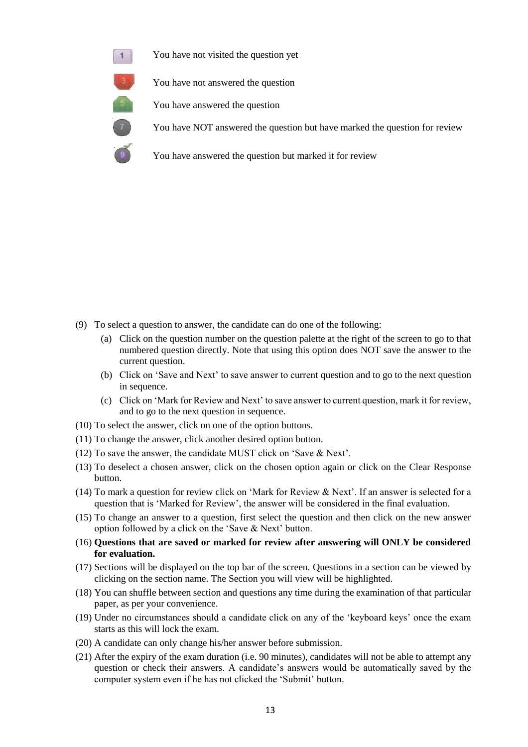You have not visited the question yet

You have not answered the question

You have answered the question

You have NOT answered the question but have marked the question for review

You have answered the question but marked it for review

(9) To select a question to answer, the candidate can do one of the following:

   (a) Click on the question number on the question palette at the right of the screen to go to that numbered question directly. Note that using this option does NOT save the answer to the current question.

   (b) Click on 'Save and Next' to save answer to current question and to go to the next question in sequence.

   (c) Click on 'Mark for Review and Next' to save answer to current question, mark it for review, and to go to the next question in sequence.

(10) To select the answer, click on one of the option buttons.

(11) To change the answer, click another desired option button.

(12) To save the answer, the candidate MUST click on 'Save & Next'.

(13) To deselect a chosen answer, click on the chosen option again or click on the Clear Response button.

(14) To mark a question for review click on 'Mark for Review & Next'. If an answer is selected for a question that is 'Marked for Review', the answer will be considered in the final evaluation.

(15) To change an answer to a question, first select the question and then click on the new answer option followed by a click on the 'Save & Next' button.

(16) **Questions that are saved or marked for review after answering will ONLY be considered for evaluation.**

(17) Sections will be displayed on the top bar of the screen. Questions in a section can be viewed by clicking on the section name. The Section you will view will be highlighted.

(18) You can shuffle between section and questions any time during the examination of that particular paper, as per your convenience.

(19) Under no circumstances should a candidate click on any of the 'keyboard keys' once the exam starts as this will lock the exam.

(20) A candidate can only change his/her answer before submission.

(21) After the expiry of the exam duration (i.e. 90 minutes), candidates will not be able to attempt any question or check their answers. A candidate's answers would be automatically saved by the computer system even if he has not clicked the 'Submit' button.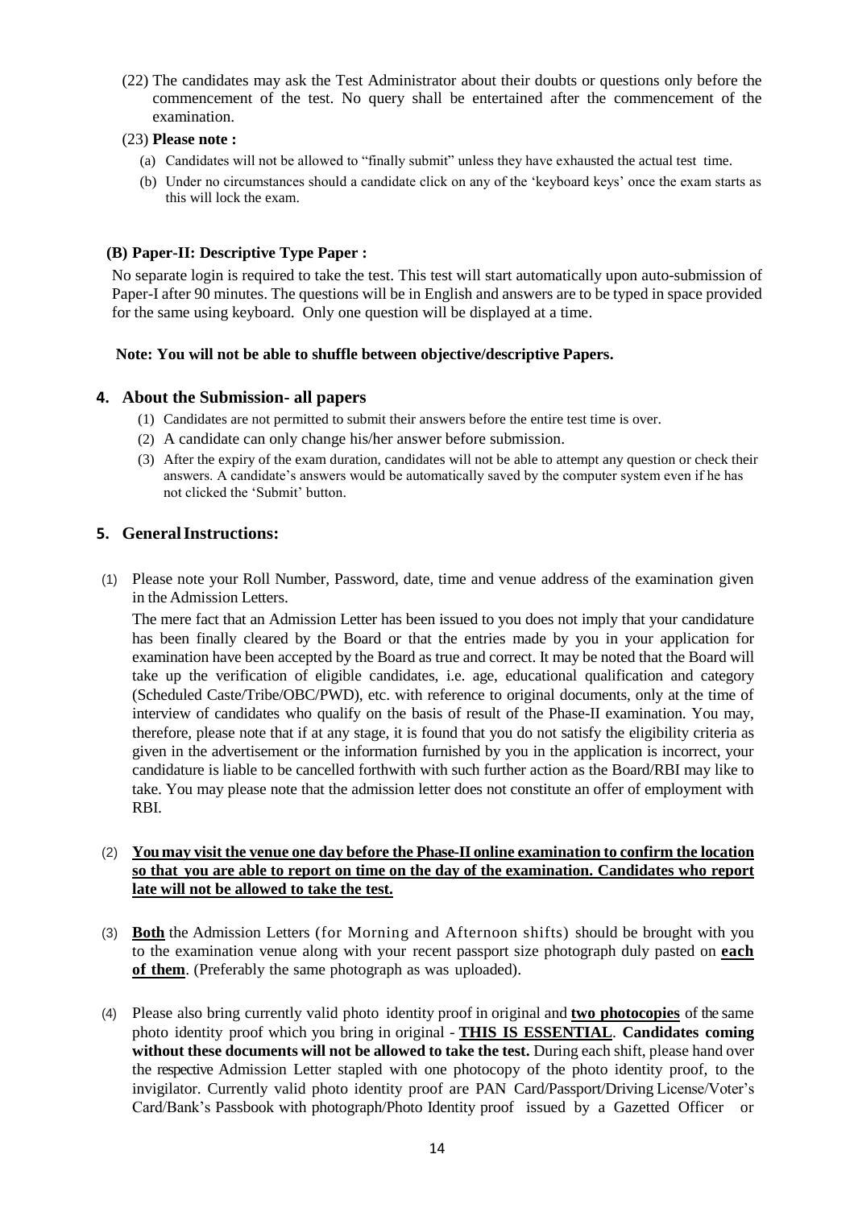(22) The candidates may ask the Test Administrator about their doubts or questions only before the commencement of the test. No query shall be entertained after the commencement of the examination.

(23) **Please note :**

(a) Candidates will not be allowed to "finally submit" unless they have exhausted the actual test time.

(b) Under no circumstances should a candidate click on any of the 'keyboard keys' once the exam starts as this will lock the exam.

**(B) Paper-II: Descriptive Type Paper :**

No separate login is required to take the test. This test will start automatically upon auto-submission of Paper-I after 90 minutes. The questions will be in English and answers are to be typed in space provided for the same using keyboard. Only one question will be displayed at a time.

**Note: You will not be able to shuffle between objective/descriptive Papers.**

## 4. About the Submission- all papers

(1) Candidates are not permitted to submit their answers before the entire test time is over.

(2) A candidate can only change his/her answer before submission.

(3) After the expiry of the exam duration, candidates will not be able to attempt any question or check their answers. A candidate's answers would be automatically saved by the computer system even if he has not clicked the 'Submit' button.

## 5. General Instructions:

(1) Please note your Roll Number, Password, date, time and venue address of the examination given in the Admission Letters.

The mere fact that an Admission Letter has been issued to you does not imply that your candidature has been finally cleared by the Board or that the entries made by you in your application for examination have been accepted by the Board as true and correct. It may be noted that the Board will take up the verification of eligible candidates, i.e. age, educational qualification and category (Scheduled Caste/Tribe/OBC/PWD), etc. with reference to original documents, only at the time of interview of candidates who qualify on the basis of result of the Phase-II examination. You may, therefore, please note that if at any stage, it is found that you do not satisfy the eligibility criteria as given in the advertisement or the information furnished by you in the application is incorrect, your candidature is liable to be cancelled forthwith with such further action as the Board/RBI may like to take. You may please note that the admission letter does not constitute an offer of employment with RBI.

(2) **You may visit the venue one day before the Phase-II online examination to confirm the location so that you are able to report on time on the day of the examination. Candidates who report late will not be allowed to take the test.**

(3) **Both** the Admission Letters (for Morning and Afternoon shifts) should be brought with you to the examination venue along with your recent passport size photograph duly pasted on **each of them**. (Preferably the same photograph as was uploaded).

(4) Please also bring currently valid photo identity proof in original and **two photocopies** of the same photo identity proof which you bring in original - **THIS IS ESSENTIAL**. **Candidates coming without these documents will not be allowed to take the test.** During each shift, please hand over the respective Admission Letter stapled with one photocopy of the photo identity proof, to the invigilator. Currently valid photo identity proof are PAN Card/Passport/Driving License/Voter's Card/Bank's Passbook with photograph/Photo Identity proof issued by a Gazetted Officer or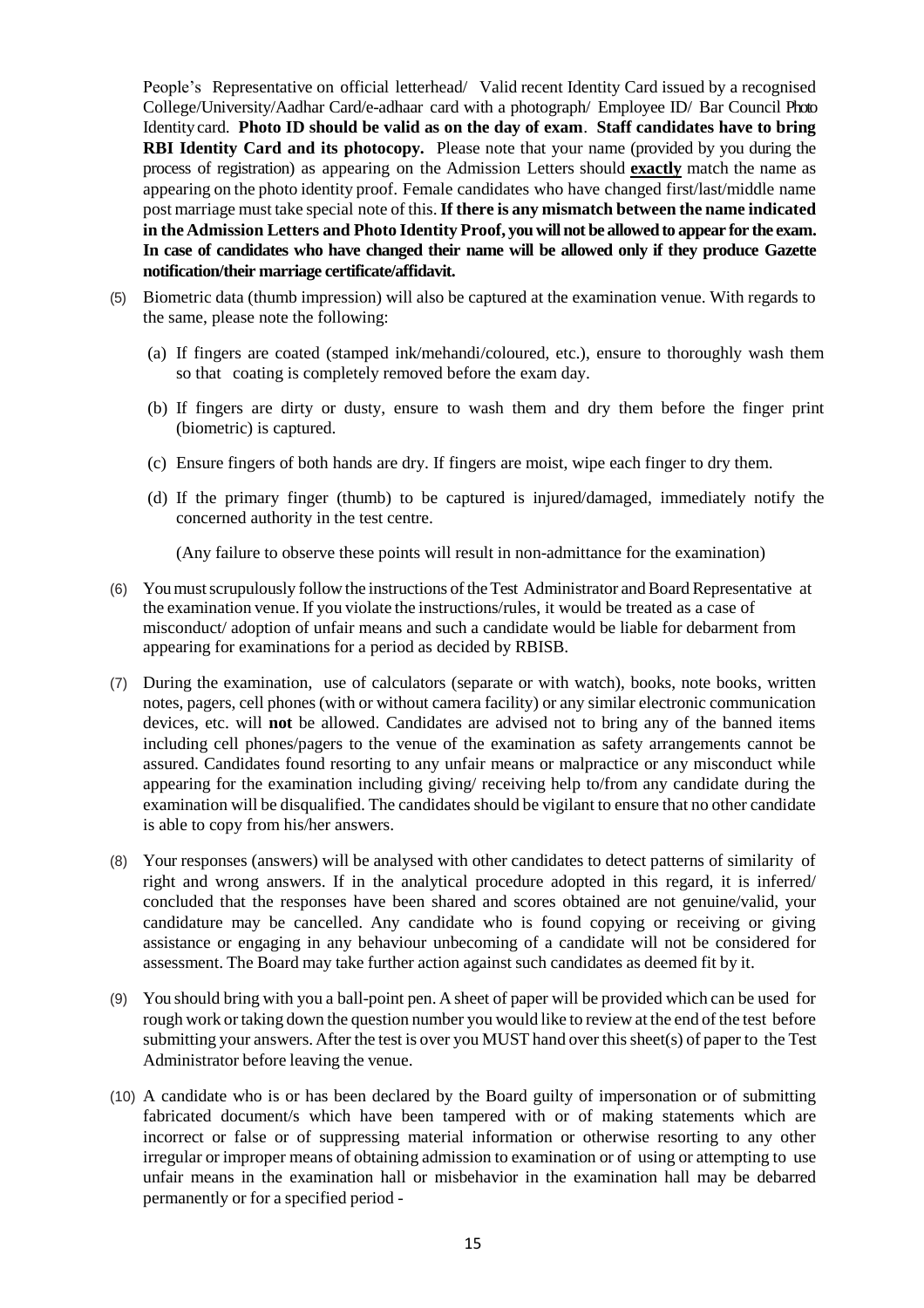People's Representative on official letterhead/ Valid recent Identity Card issued by a recognised College/University/Aadhar Card/e-adhaar card with a photograph/ Employee ID/ Bar Council Photo Identity card. **Photo ID should be valid as on the day of exam**. **Staff candidates have to bring RBI Identity Card and its photocopy.** Please note that your name (provided by you during the process of registration) as appearing on the Admission Letters should **exactly** match the name as appearing on the photo identity proof. Female candidates who have changed first/last/middle name post marriage must take special note of this. **If there is any mismatch between the name indicated in the Admission Letters and Photo Identity Proof, you will not be allowed to appear for the exam. In case of candidates who have changed their name will be allowed only if they produce Gazette notification/their marriage certificate/affidavit.**

(5) Biometric data (thumb impression) will also be captured at the examination venue. With regards to the same, please note the following:

   (a) If fingers are coated (stamped ink/mehandi/coloured, etc.), ensure to thoroughly wash them so that coating is completely removed before the exam day.

   (b) If fingers are dirty or dusty, ensure to wash them and dry them before the finger print (biometric) is captured.

   (c) Ensure fingers of both hands are dry. If fingers are moist, wipe each finger to dry them.

   (d) If the primary finger (thumb) to be captured is injured/damaged, immediately notify the concerned authority in the test centre.

   (Any failure to observe these points will result in non-admittance for the examination)

(6) You must scrupulously follow the instructions of the Test Administrator and Board Representative at the examination venue. If you violate the instructions/rules, it would be treated as a case of misconduct/ adoption of unfair means and such a candidate would be liable for debarment from appearing for examinations for a period as decided by RBISB.

(7) During the examination, use of calculators (separate or with watch), books, note books, written notes, pagers, cell phones (with or without camera facility) or any similar electronic communication devices, etc. will **not** be allowed. Candidates are advised not to bring any of the banned items including cell phones/pagers to the venue of the examination as safety arrangements cannot be assured. Candidates found resorting to any unfair means or malpractice or any misconduct while appearing for the examination including giving/ receiving help to/from any candidate during the examination will be disqualified. The candidates should be vigilant to ensure that no other candidate is able to copy from his/her answers.

(8) Your responses (answers) will be analysed with other candidates to detect patterns of similarity of right and wrong answers. If in the analytical procedure adopted in this regard, it is inferred/ concluded that the responses have been shared and scores obtained are not genuine/valid, your candidature may be cancelled. Any candidate who is found copying or receiving or giving assistance or engaging in any behaviour unbecoming of a candidate will not be considered for assessment. The Board may take further action against such candidates as deemed fit by it.

(9) You should bring with you a ball-point pen. A sheet of paper will be provided which can be used for rough work or taking down the question number you would like to review at the end of the test before submitting your answers. After the test is over you MUST hand over this sheet(s) of paper to the Test Administrator before leaving the venue.

(10) A candidate who is or has been declared by the Board guilty of impersonation or of submitting fabricated document/s which have been tampered with or of making statements which are incorrect or false or of suppressing material information or otherwise resorting to any other irregular or improper means of obtaining admission to examination or of using or attempting to use unfair means in the examination hall or misbehavior in the examination hall may be debarred permanently or for a specified period -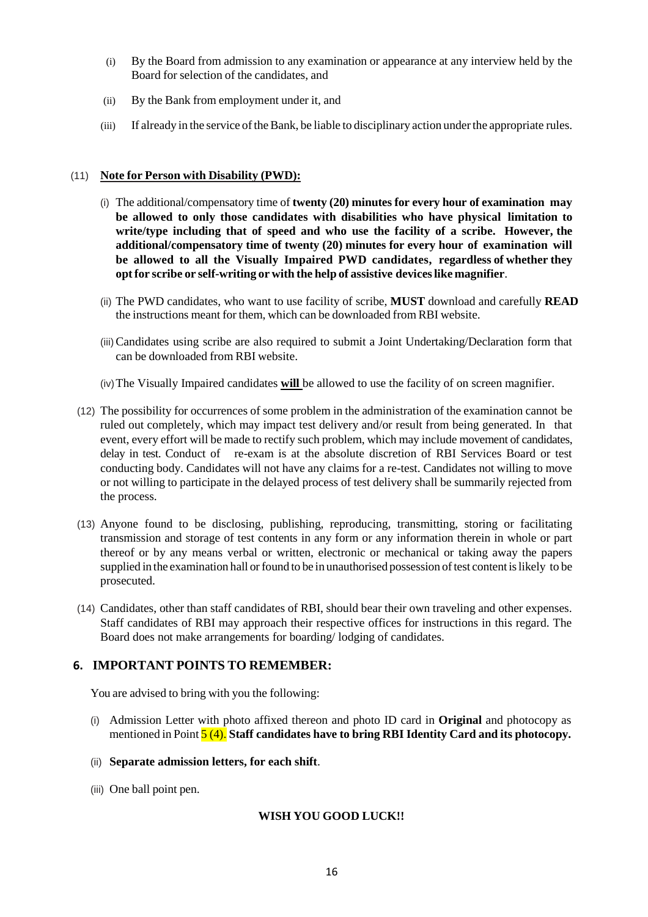(i) By the Board from admission to any examination or appearance at any interview held by the Board for selection of the candidates, and

(ii) By the Bank from employment under it, and

(iii) If already in the service of the Bank, be liable to disciplinary action under the appropriate rules.

(11) **Note for Person with Disability (PWD):**

(i) The additional/compensatory time of **twenty (20) minutes for every hour of examination may be allowed to only those candidates with disabilities who have physical limitation to write/type including that of speed and who use the facility of a scribe. However, the additional/compensatory time of twenty (20) minutes for every hour of examination will be allowed to all the Visually Impaired PWD candidates, regardless of whether they opt for scribe or self-writing or with the help of assistive devices like magnifier**.

(ii) The PWD candidates, who want to use facility of scribe, **MUST** download and carefully **READ** the instructions meant for them, which can be downloaded from RBI website.

(iii) Candidates using scribe are also required to submit a Joint Undertaking/Declaration form that can be downloaded from RBI website.

(iv) The Visually Impaired candidates **will** be allowed to use the facility of on screen magnifier.

(12) The possibility for occurrences of some problem in the administration of the examination cannot be ruled out completely, which may impact test delivery and/or result from being generated. In that event, every effort will be made to rectify such problem, which may include movement of candidates, delay in test. Conduct of re-exam is at the absolute discretion of RBI Services Board or test conducting body. Candidates will not have any claims for a re-test. Candidates not willing to move or not willing to participate in the delayed process of test delivery shall be summarily rejected from the process.

(13) Anyone found to be disclosing, publishing, reproducing, transmitting, storing or facilitating transmission and storage of test contents in any form or any information therein in whole or part thereof or by any means verbal or written, electronic or mechanical or taking away the papers supplied in the examination hall or found to be in unauthorised possession of test content is likely to be prosecuted.

(14) Candidates, other than staff candidates of RBI, should bear their own traveling and other expenses. Staff candidates of RBI may approach their respective offices for instructions in this regard. The Board does not make arrangements for boarding/ lodging of candidates.

## 6. IMPORTANT POINTS TO REMEMBER:

You are advised to bring with you the following:

(i) Admission Letter with photo affixed thereon and photo ID card in **Original** and photocopy as mentioned in Point 5 (4). **Staff candidates have to bring RBI Identity Card and its photocopy.**

(ii) **Separate admission letters, for each shift**.

(iii) One ball point pen.

**WISH YOU GOOD LUCK!!**